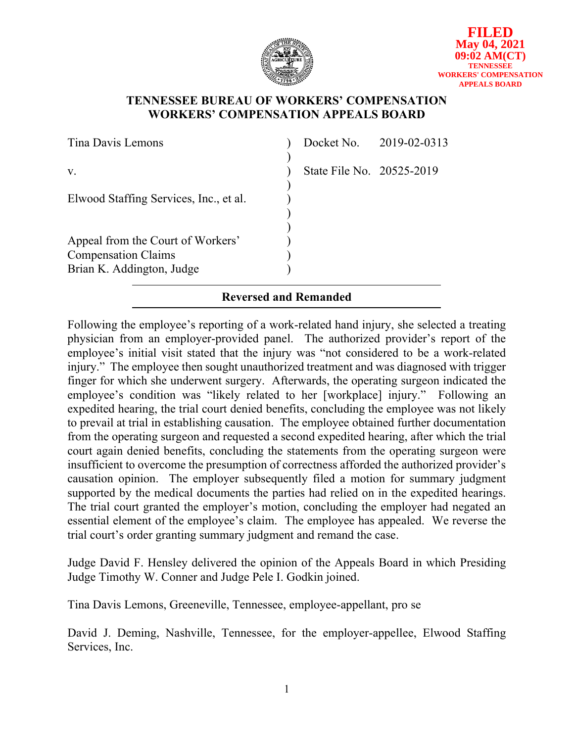FILED
May 04, 2021
09:02 AM(CT)
TENNESSEE
WORKERS' COMPENSATION
APPEALS BOARD

**TENNESSEE BUREAU OF WORKERS' COMPENSATION**
**WORKERS' COMPENSATION APPEALS BOARD**

| | | |
|---|---|---|
| Tina Davis Lemons | ) | Docket No. 2019-02-0313 |
| | ) | |
| v. | ) | State File No. 20525-2019 |
| | ) | |
| Elwood Staffing Services, Inc., et al. | ) | |
| | ) | |
| | ) | |
| Appeal from the Court of Workers' Compensation Claims | ) | |
| Brian K. Addington, Judge | ) | |

**Reversed and Remanded**

Following the employee's reporting of a work-related hand injury, she selected a treating physician from an employer-provided panel. The authorized provider's report of the employee's initial visit stated that the injury was "not considered to be a work-related injury." The employee then sought unauthorized treatment and was diagnosed with trigger finger for which she underwent surgery. Afterwards, the operating surgeon indicated the employee's condition was "likely related to her [workplace] injury." Following an expedited hearing, the trial court denied benefits, concluding the employee was not likely to prevail at trial in establishing causation. The employee obtained further documentation from the operating surgeon and requested a second expedited hearing, after which the trial court again denied benefits, concluding the statements from the operating surgeon were insufficient to overcome the presumption of correctness afforded the authorized provider's causation opinion. The employer subsequently filed a motion for summary judgment supported by the medical documents the parties had relied on in the expedited hearings. The trial court granted the employer's motion, concluding the employer had negated an essential element of the employee's claim. The employee has appealed. We reverse the trial court's order granting summary judgment and remand the case.

Judge David F. Hensley delivered the opinion of the Appeals Board in which Presiding Judge Timothy W. Conner and Judge Pele I. Godkin joined.

Tina Davis Lemons, Greeneville, Tennessee, employee-appellant, pro se

David J. Deming, Nashville, Tennessee, for the employer-appellee, Elwood Staffing Services, Inc.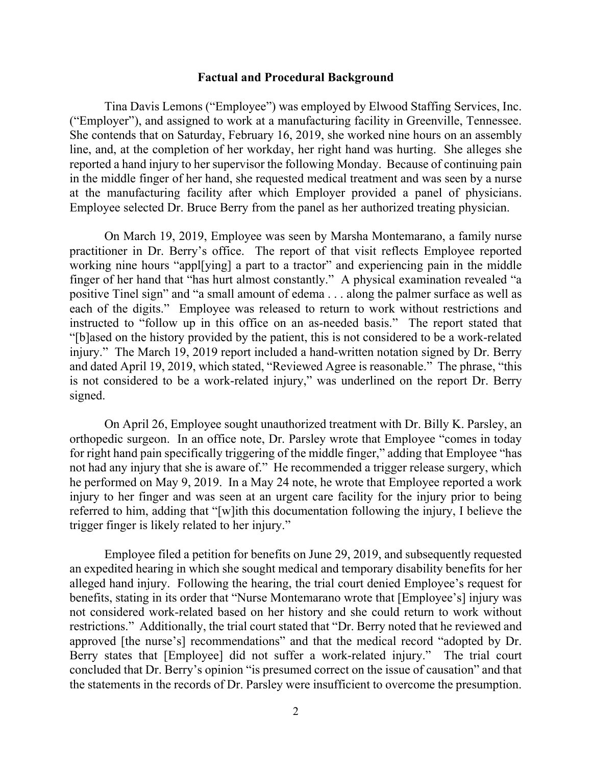## Factual and Procedural Background

Tina Davis Lemons ("Employee") was employed by Elwood Staffing Services, Inc. ("Employer"), and assigned to work at a manufacturing facility in Greenville, Tennessee. She contends that on Saturday, February 16, 2019, she worked nine hours on an assembly line, and, at the completion of her workday, her right hand was hurting. She alleges she reported a hand injury to her supervisor the following Monday. Because of continuing pain in the middle finger of her hand, she requested medical treatment and was seen by a nurse at the manufacturing facility after which Employer provided a panel of physicians. Employee selected Dr. Bruce Berry from the panel as her authorized treating physician.

On March 19, 2019, Employee was seen by Marsha Montemarano, a family nurse practitioner in Dr. Berry's office. The report of that visit reflects Employee reported working nine hours "appl[ying] a part to a tractor" and experiencing pain in the middle finger of her hand that "has hurt almost constantly." A physical examination revealed "a positive Tinel sign" and "a small amount of edema . . . along the palmer surface as well as each of the digits." Employee was released to return to work without restrictions and instructed to "follow up in this office on an as-needed basis." The report stated that "[b]ased on the history provided by the patient, this is not considered to be a work-related injury." The March 19, 2019 report included a hand-written notation signed by Dr. Berry and dated April 19, 2019, which stated, "Reviewed Agree is reasonable." The phrase, "this is not considered to be a work-related injury," was underlined on the report Dr. Berry signed.

On April 26, Employee sought unauthorized treatment with Dr. Billy K. Parsley, an orthopedic surgeon. In an office note, Dr. Parsley wrote that Employee "comes in today for right hand pain specifically triggering of the middle finger," adding that Employee "has not had any injury that she is aware of." He recommended a trigger release surgery, which he performed on May 9, 2019. In a May 24 note, he wrote that Employee reported a work injury to her finger and was seen at an urgent care facility for the injury prior to being referred to him, adding that "[w]ith this documentation following the injury, I believe the trigger finger is likely related to her injury."

Employee filed a petition for benefits on June 29, 2019, and subsequently requested an expedited hearing in which she sought medical and temporary disability benefits for her alleged hand injury. Following the hearing, the trial court denied Employee's request for benefits, stating in its order that "Nurse Montemarano wrote that [Employee's] injury was not considered work-related based on her history and she could return to work without restrictions." Additionally, the trial court stated that "Dr. Berry noted that he reviewed and approved [the nurse's] recommendations" and that the medical record "adopted by Dr. Berry states that [Employee] did not suffer a work-related injury." The trial court concluded that Dr. Berry's opinion "is presumed correct on the issue of causation" and that the statements in the records of Dr. Parsley were insufficient to overcome the presumption.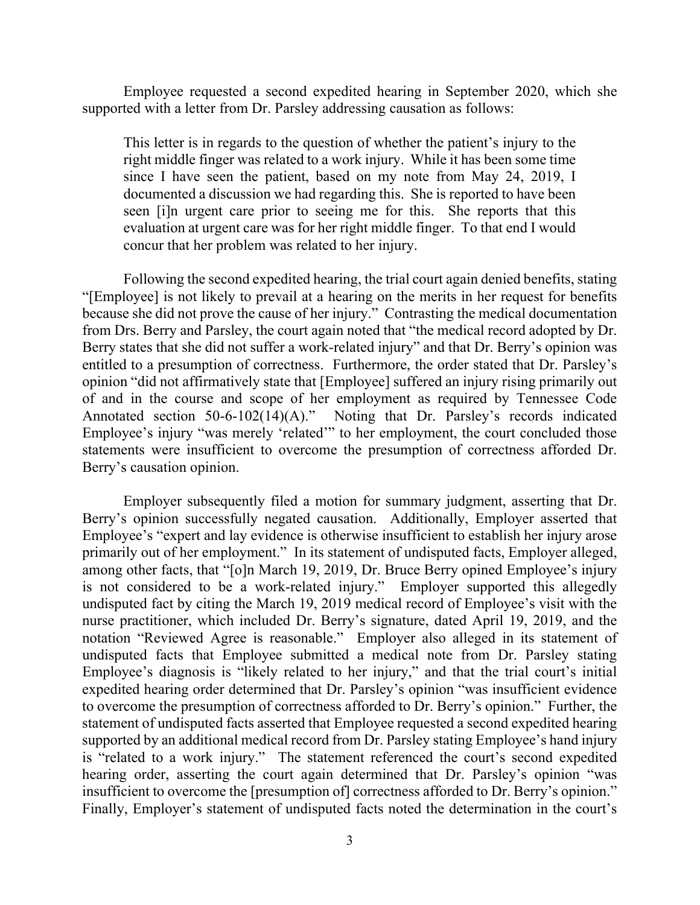Employee requested a second expedited hearing in September 2020, which she supported with a letter from Dr. Parsley addressing causation as follows:

> This letter is in regards to the question of whether the patient's injury to the right middle finger was related to a work injury. While it has been some time since I have seen the patient, based on my note from May 24, 2019, I documented a discussion we had regarding this. She is reported to have been seen [i]n urgent care prior to seeing me for this. She reports that this evaluation at urgent care was for her right middle finger. To that end I would concur that her problem was related to her injury.

Following the second expedited hearing, the trial court again denied benefits, stating "[Employee] is not likely to prevail at a hearing on the merits in her request for benefits because she did not prove the cause of her injury." Contrasting the medical documentation from Drs. Berry and Parsley, the court again noted that "the medical record adopted by Dr. Berry states that she did not suffer a work-related injury" and that Dr. Berry's opinion was entitled to a presumption of correctness. Furthermore, the order stated that Dr. Parsley's opinion "did not affirmatively state that [Employee] suffered an injury rising primarily out of and in the course and scope of her employment as required by Tennessee Code Annotated section 50-6-102(14)(A)." Noting that Dr. Parsley's records indicated Employee's injury "was merely 'related'" to her employment, the court concluded those statements were insufficient to overcome the presumption of correctness afforded Dr. Berry's causation opinion.

Employer subsequently filed a motion for summary judgment, asserting that Dr. Berry's opinion successfully negated causation. Additionally, Employer asserted that Employee's "expert and lay evidence is otherwise insufficient to establish her injury arose primarily out of her employment." In its statement of undisputed facts, Employer alleged, among other facts, that "[o]n March 19, 2019, Dr. Bruce Berry opined Employee's injury is not considered to be a work-related injury." Employer supported this allegedly undisputed fact by citing the March 19, 2019 medical record of Employee's visit with the nurse practitioner, which included Dr. Berry's signature, dated April 19, 2019, and the notation "Reviewed Agree is reasonable." Employer also alleged in its statement of undisputed facts that Employee submitted a medical note from Dr. Parsley stating Employee's diagnosis is "likely related to her injury," and that the trial court's initial expedited hearing order determined that Dr. Parsley's opinion "was insufficient evidence to overcome the presumption of correctness afforded to Dr. Berry's opinion." Further, the statement of undisputed facts asserted that Employee requested a second expedited hearing supported by an additional medical record from Dr. Parsley stating Employee's hand injury is "related to a work injury." The statement referenced the court's second expedited hearing order, asserting the court again determined that Dr. Parsley's opinion "was insufficient to overcome the [presumption of] correctness afforded to Dr. Berry's opinion." Finally, Employer's statement of undisputed facts noted the determination in the court's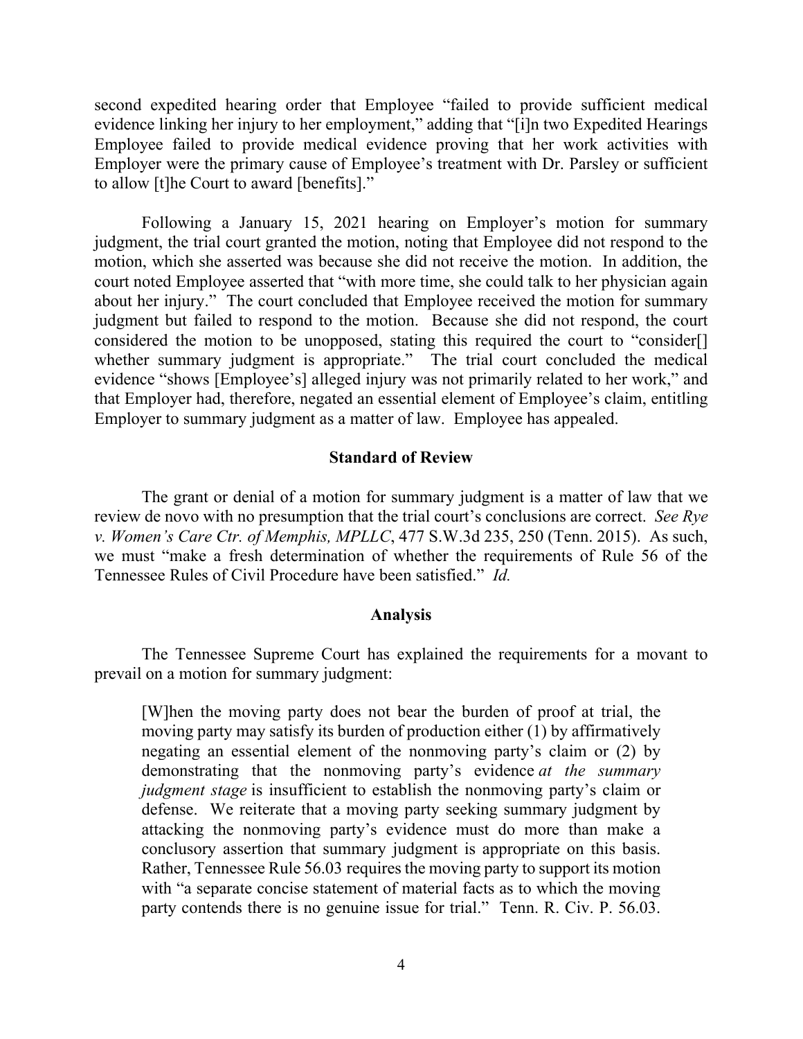second expedited hearing order that Employee "failed to provide sufficient medical evidence linking her injury to her employment," adding that "[i]n two Expedited Hearings Employee failed to provide medical evidence proving that her work activities with Employer were the primary cause of Employee's treatment with Dr. Parsley or sufficient to allow [t]he Court to award [benefits]."

Following a January 15, 2021 hearing on Employer's motion for summary judgment, the trial court granted the motion, noting that Employee did not respond to the motion, which she asserted was because she did not receive the motion. In addition, the court noted Employee asserted that "with more time, she could talk to her physician again about her injury." The court concluded that Employee received the motion for summary judgment but failed to respond to the motion. Because she did not respond, the court considered the motion to be unopposed, stating this required the court to "consider[] whether summary judgment is appropriate." The trial court concluded the medical evidence "shows [Employee's] alleged injury was not primarily related to her work," and that Employer had, therefore, negated an essential element of Employee's claim, entitling Employer to summary judgment as a matter of law. Employee has appealed.

## Standard of Review

The grant or denial of a motion for summary judgment is a matter of law that we review de novo with no presumption that the trial court's conclusions are correct. *See Rye v. Women's Care Ctr. of Memphis, MPLLC*, 477 S.W.3d 235, 250 (Tenn. 2015). As such, we must "make a fresh determination of whether the requirements of Rule 56 of the Tennessee Rules of Civil Procedure have been satisfied." *Id.*

## Analysis

The Tennessee Supreme Court has explained the requirements for a movant to prevail on a motion for summary judgment:

> [W]hen the moving party does not bear the burden of proof at trial, the moving party may satisfy its burden of production either (1) by affirmatively negating an essential element of the nonmoving party's claim or (2) by demonstrating that the nonmoving party's evidence *at the summary judgment stage* is insufficient to establish the nonmoving party's claim or defense. We reiterate that a moving party seeking summary judgment by attacking the nonmoving party's evidence must do more than make a conclusory assertion that summary judgment is appropriate on this basis. Rather, Tennessee Rule 56.03 requires the moving party to support its motion with "a separate concise statement of material facts as to which the moving party contends there is no genuine issue for trial." Tenn. R. Civ. P. 56.03.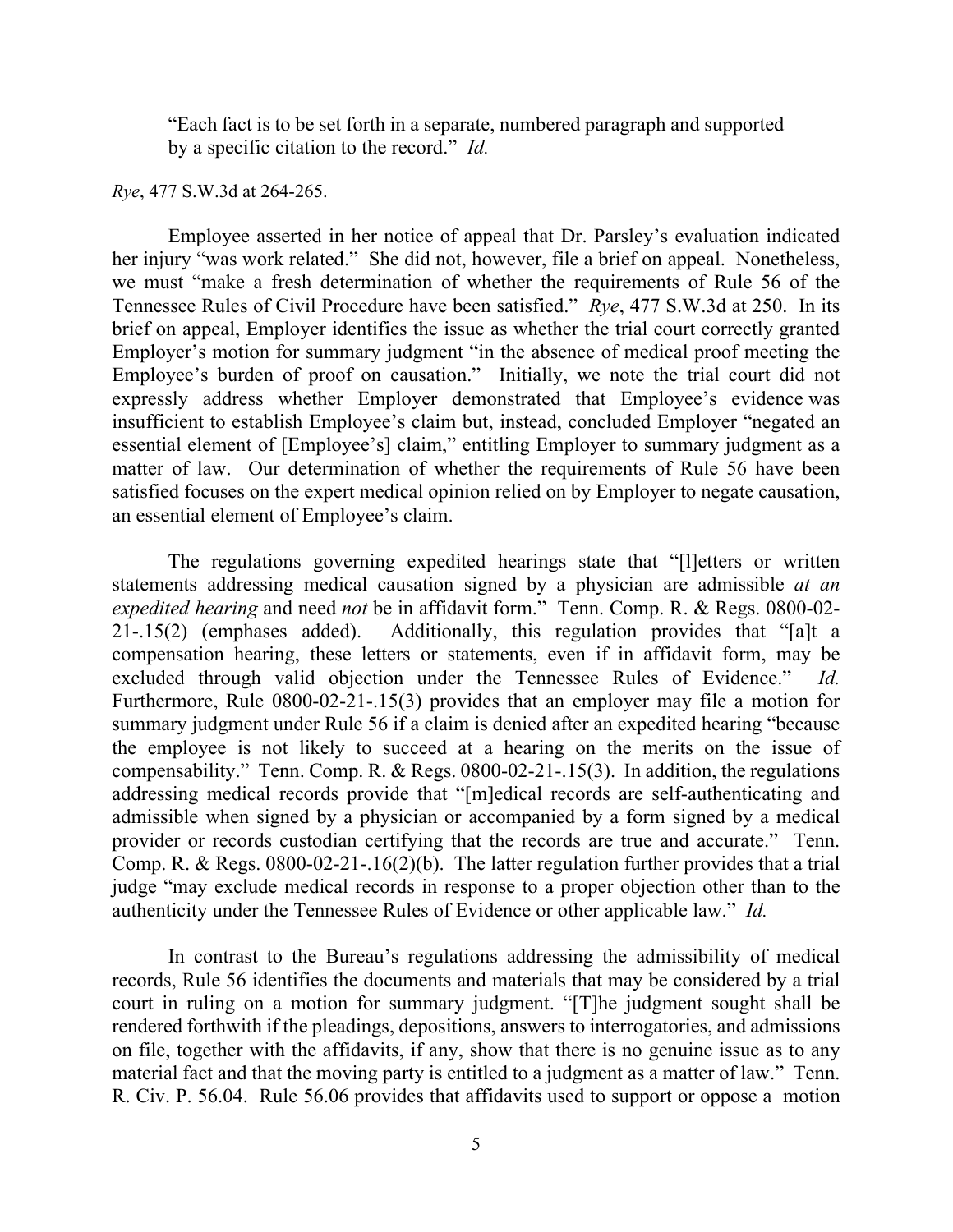> "Each fact is to be set forth in a separate, numbered paragraph and supported by a specific citation to the record." *Id.*

*Rye*, 477 S.W.3d at 264-265.

Employee asserted in her notice of appeal that Dr. Parsley's evaluation indicated her injury "was work related." She did not, however, file a brief on appeal. Nonetheless, we must "make a fresh determination of whether the requirements of Rule 56 of the Tennessee Rules of Civil Procedure have been satisfied." *Rye*, 477 S.W.3d at 250. In its brief on appeal, Employer identifies the issue as whether the trial court correctly granted Employer's motion for summary judgment "in the absence of medical proof meeting the Employee's burden of proof on causation." Initially, we note the trial court did not expressly address whether Employer demonstrated that Employee's evidence was insufficient to establish Employee's claim but, instead, concluded Employer "negated an essential element of [Employee's] claim," entitling Employer to summary judgment as a matter of law. Our determination of whether the requirements of Rule 56 have been satisfied focuses on the expert medical opinion relied on by Employer to negate causation, an essential element of Employee's claim.

The regulations governing expedited hearings state that "[l]etters or written statements addressing medical causation signed by a physician are admissible *at an expedited hearing* and need *not* be in affidavit form." Tenn. Comp. R. & Regs. 0800-02-21-.15(2) (emphases added). Additionally, this regulation provides that "[a]t a compensation hearing, these letters or statements, even if in affidavit form, may be excluded through valid objection under the Tennessee Rules of Evidence." *Id.* Furthermore, Rule 0800-02-21-.15(3) provides that an employer may file a motion for summary judgment under Rule 56 if a claim is denied after an expedited hearing "because the employee is not likely to succeed at a hearing on the merits on the issue of compensability." Tenn. Comp. R. & Regs. 0800-02-21-.15(3). In addition, the regulations addressing medical records provide that "[m]edical records are self-authenticating and admissible when signed by a physician or accompanied by a form signed by a medical provider or records custodian certifying that the records are true and accurate." Tenn. Comp. R. & Regs. 0800-02-21-.16(2)(b). The latter regulation further provides that a trial judge "may exclude medical records in response to a proper objection other than to the authenticity under the Tennessee Rules of Evidence or other applicable law." *Id.*

In contrast to the Bureau's regulations addressing the admissibility of medical records, Rule 56 identifies the documents and materials that may be considered by a trial court in ruling on a motion for summary judgment. "[T]he judgment sought shall be rendered forthwith if the pleadings, depositions, answers to interrogatories, and admissions on file, together with the affidavits, if any, show that there is no genuine issue as to any material fact and that the moving party is entitled to a judgment as a matter of law." Tenn. R. Civ. P. 56.04. Rule 56.06 provides that affidavits used to support or oppose a motion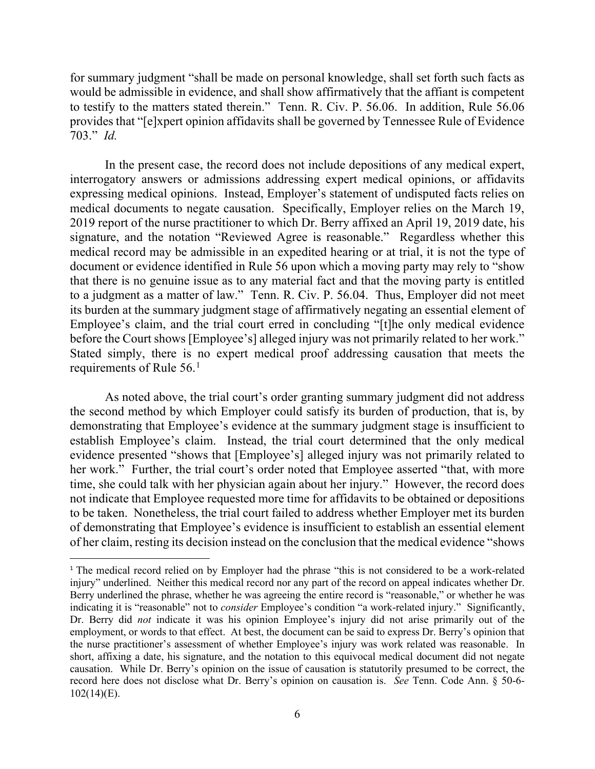for summary judgment "shall be made on personal knowledge, shall set forth such facts as would be admissible in evidence, and shall show affirmatively that the affiant is competent to testify to the matters stated therein." Tenn. R. Civ. P. 56.06. In addition, Rule 56.06 provides that "[e]xpert opinion affidavits shall be governed by Tennessee Rule of Evidence 703." *Id.*

In the present case, the record does not include depositions of any medical expert, interrogatory answers or admissions addressing expert medical opinions, or affidavits expressing medical opinions. Instead, Employer's statement of undisputed facts relies on medical documents to negate causation. Specifically, Employer relies on the March 19, 2019 report of the nurse practitioner to which Dr. Berry affixed an April 19, 2019 date, his signature, and the notation "Reviewed Agree is reasonable." Regardless whether this medical record may be admissible in an expedited hearing or at trial, it is not the type of document or evidence identified in Rule 56 upon which a moving party may rely to "show that there is no genuine issue as to any material fact and that the moving party is entitled to a judgment as a matter of law." Tenn. R. Civ. P. 56.04. Thus, Employer did not meet its burden at the summary judgment stage of affirmatively negating an essential element of Employee's claim, and the trial court erred in concluding "[t]he only medical evidence before the Court shows [Employee's] alleged injury was not primarily related to her work." Stated simply, there is no expert medical proof addressing causation that meets the requirements of Rule 56.[1]

As noted above, the trial court's order granting summary judgment did not address the second method by which Employer could satisfy its burden of production, that is, by demonstrating that Employee's evidence at the summary judgment stage is insufficient to establish Employee's claim. Instead, the trial court determined that the only medical evidence presented "shows that [Employee's] alleged injury was not primarily related to her work." Further, the trial court's order noted that Employee asserted "that, with more time, she could talk with her physician again about her injury." However, the record does not indicate that Employee requested more time for affidavits to be obtained or depositions to be taken. Nonetheless, the trial court failed to address whether Employer met its burden of demonstrating that Employee's evidence is insufficient to establish an essential element of her claim, resting its decision instead on the conclusion that the medical evidence "shows

---

[1] The medical record relied on by Employer had the phrase "this is not considered to be a work-related injury" underlined. Neither this medical record nor any part of the record on appeal indicates whether Dr. Berry underlined the phrase, whether he was agreeing the entire record is "reasonable," or whether he was indicating it is "reasonable" not to *consider* Employee's condition "a work-related injury." Significantly, Dr. Berry did *not* indicate it was his opinion Employee's injury did not arise primarily out of the employment, or words to that effect. At best, the document can be said to express Dr. Berry's opinion that the nurse practitioner's assessment of whether Employee's injury was work related was reasonable. In short, affixing a date, his signature, and the notation to this equivocal medical document did not negate causation. While Dr. Berry's opinion on the issue of causation is statutorily presumed to be correct, the record here does not disclose what Dr. Berry's opinion on causation is. *See* Tenn. Code Ann. § 50-6-102(14)(E).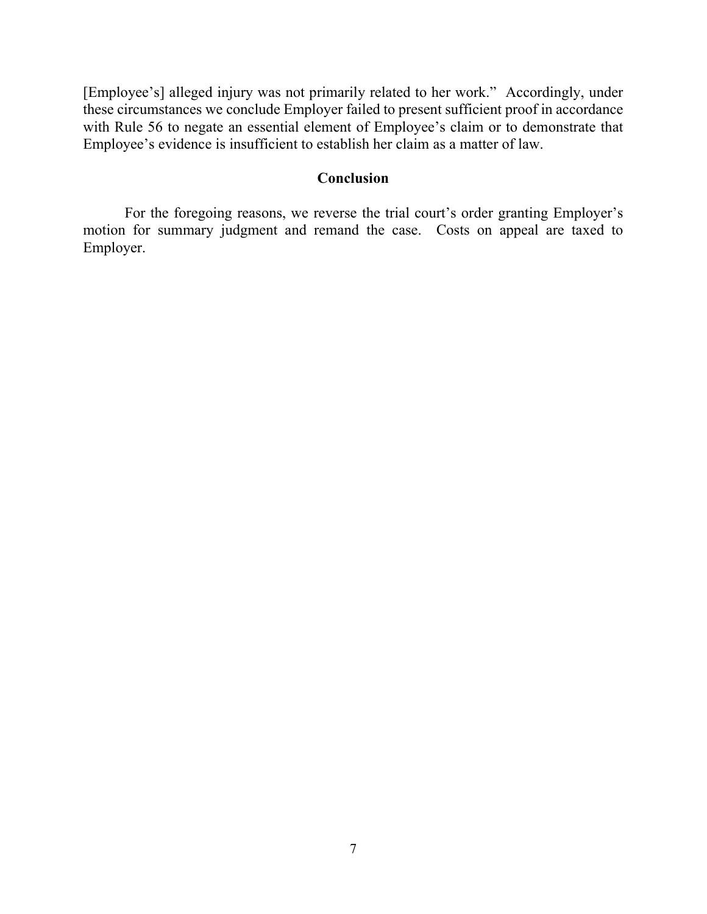[Employee's] alleged injury was not primarily related to her work." Accordingly, under these circumstances we conclude Employer failed to present sufficient proof in accordance with Rule 56 to negate an essential element of Employee's claim or to demonstrate that Employee's evidence is insufficient to establish her claim as a matter of law.

## Conclusion

For the foregoing reasons, we reverse the trial court's order granting Employer's motion for summary judgment and remand the case. Costs on appeal are taxed to Employer.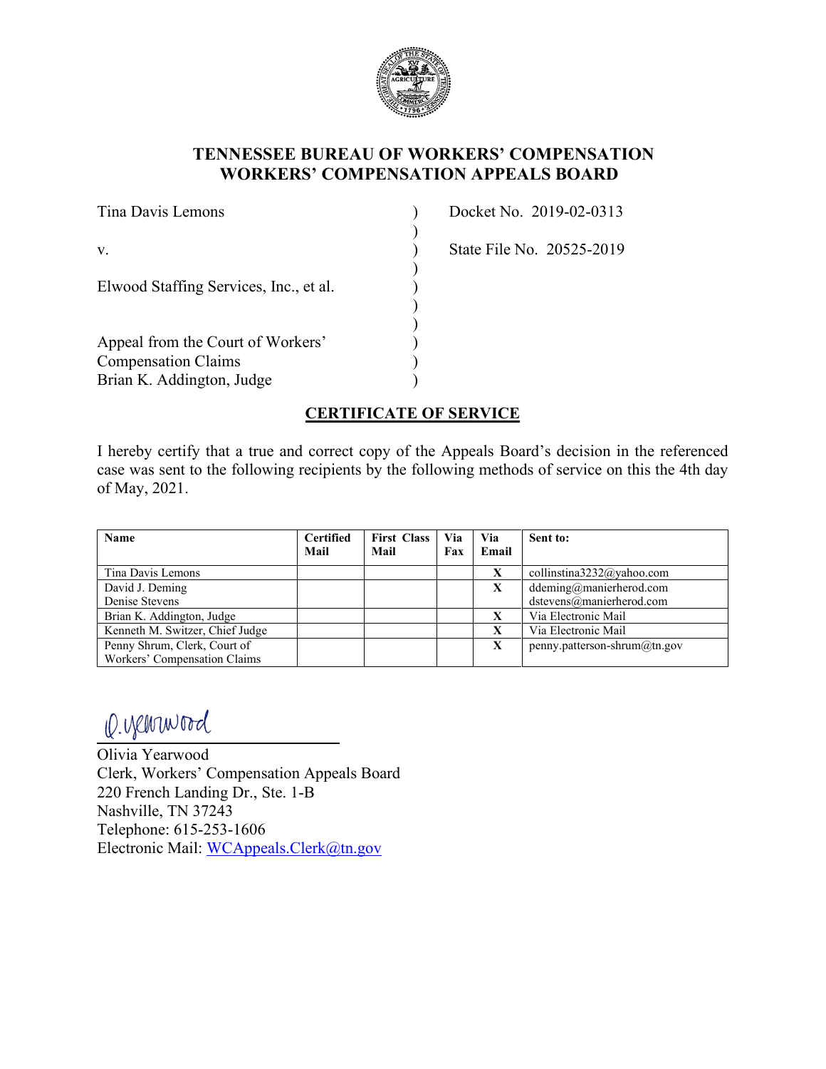# TENNESSEE BUREAU OF WORKERS' COMPENSATION
# WORKERS' COMPENSATION APPEALS BOARD

| | | |
|---|---|---|
| Tina Davis Lemons | ) | Docket No. 2019-02-0313 |
| | ) | |
| v. | ) | State File No. 20525-2019 |
| | ) | |
| Elwood Staffing Services, Inc., et al. | ) | |
| | ) | |
| | ) | |
| Appeal from the Court of Workers' | ) | |
| Compensation Claims | ) | |
| Brian K. Addington, Judge | ) | |

## CERTIFICATE OF SERVICE

I hereby certify that a true and correct copy of the Appeals Board's decision in the referenced case was sent to the following recipients by the following methods of service on this the 4th day of May, 2021.

| Name | Certified Mail | First Class Mail | Via Fax | Via Email | Sent to: |
|---|---|---|---|---|---|
| Tina Davis Lemons | | | | X | collinstina3232@yahoo.com |
| David J. Deming<br>Denise Stevens | | | | X | ddeming@manierherod.com<br>dstevens@manierherod.com |
| Brian K. Addington, Judge | | | | X | Via Electronic Mail |
| Kenneth M. Switzer, Chief Judge | | | | X | Via Electronic Mail |
| Penny Shrum, Clerk, Court of Workers' Compensation Claims | | | | X | penny.patterson-shrum@tn.gov |

O. Yearwood

Olivia Yearwood
Clerk, Workers' Compensation Appeals Board
220 French Landing Dr., Ste. 1-B
Nashville, TN 37243
Telephone: 615-253-1606
Electronic Mail: WCAppeals.Clerk@tn.gov